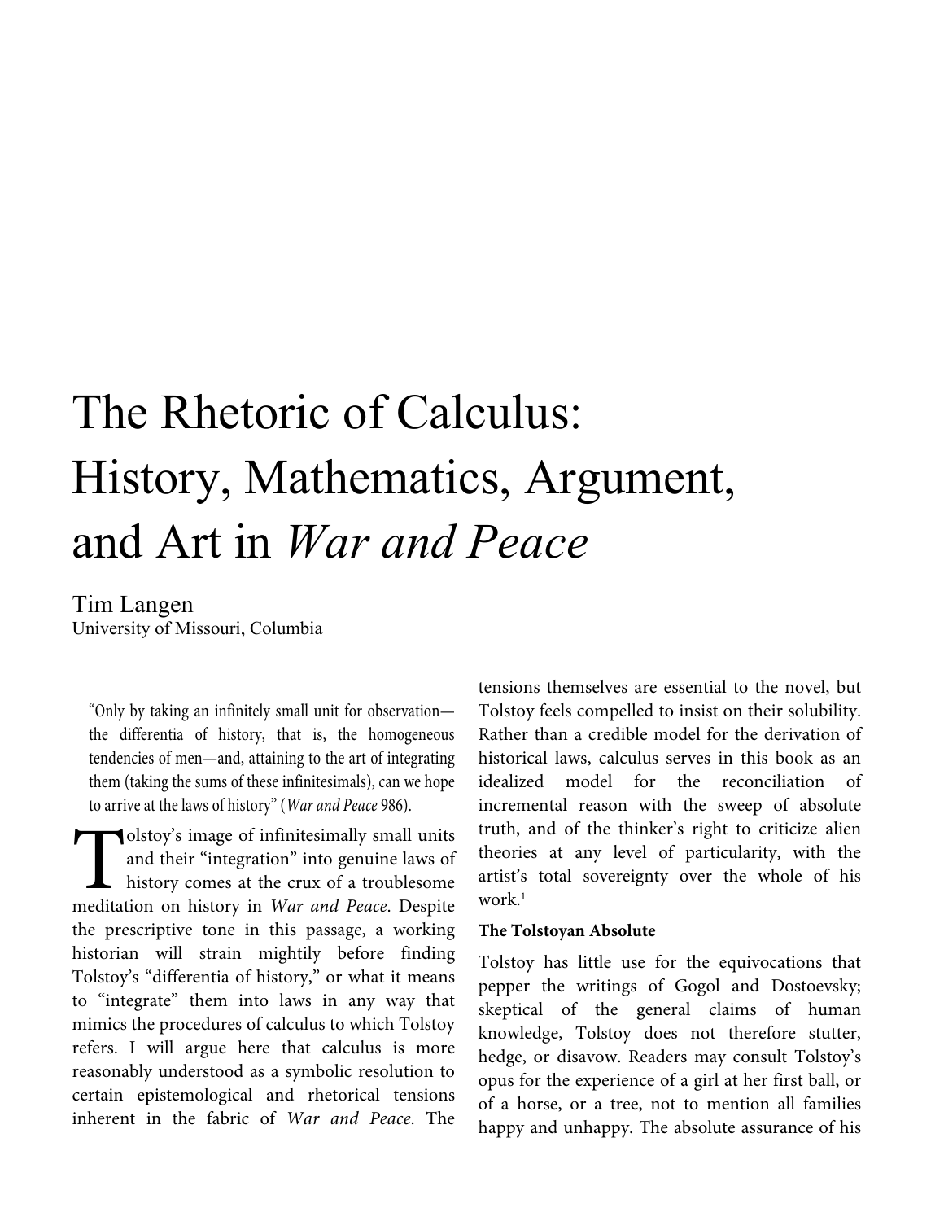# The Rhetoric of Calculus: History, Mathematics, Argument, and Art in *War and Peace*

Tim Langen
University of Missouri, Columbia

> "Only by taking an infinitely small unit for observation—the differentia of history, that is, the homogeneous tendencies of men—and, attaining to the art of integrating them (taking the sums of these infinitesimals), can we hope to arrive at the laws of history" (*War and Peace* 986).

Tolstoy's image of infinitesimally small units and their "integration" into genuine laws of history comes at the crux of a troublesome meditation on history in *War and Peace*. Despite the prescriptive tone in this passage, a working historian will strain mightily before finding Tolstoy's "differentia of history," or what it means to "integrate" them into laws in any way that mimics the procedures of calculus to which Tolstoy refers. I will argue here that calculus is more reasonably understood as a symbolic resolution to certain epistemological and rhetorical tensions inherent in the fabric of *War and Peace*. The tensions themselves are essential to the novel, but Tolstoy feels compelled to insist on their solubility. Rather than a credible model for the derivation of historical laws, calculus serves in this book as an idealized model for the reconciliation of incremental reason with the sweep of absolute truth, and of the thinker's right to criticize alien theories at any level of particularity, with the artist's total sovereignty over the whole of his work.[1]

**The Tolstoyan Absolute**

Tolstoy has little use for the equivocations that pepper the writings of Gogol and Dostoevsky; skeptical of the general claims of human knowledge, Tolstoy does not therefore stutter, hedge, or disavow. Readers may consult Tolstoy's opus for the experience of a girl at her first ball, or of a horse, or a tree, not to mention all families happy and unhappy. The absolute assurance of his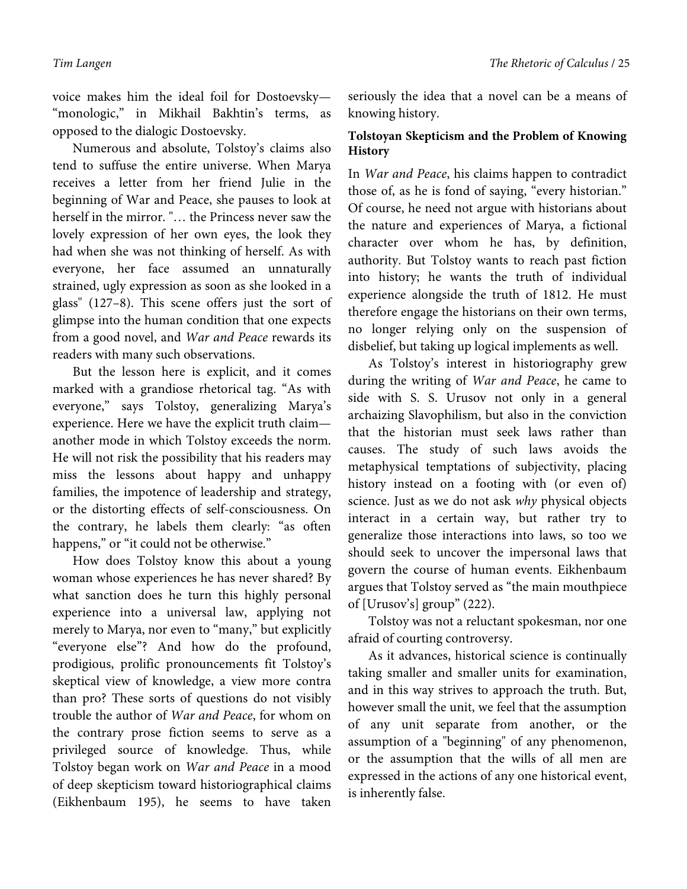voice makes him the ideal foil for Dostoevsky—"monologic," in Mikhail Bakhtin's terms, as opposed to the dialogic Dostoevsky.

Numerous and absolute, Tolstoy's claims also tend to suffuse the entire universe. When Marya receives a letter from her friend Julie in the beginning of War and Peace, she pauses to look at herself in the mirror. "… the Princess never saw the lovely expression of her own eyes, the look they had when she was not thinking of herself. As with everyone, her face assumed an unnaturally strained, ugly expression as soon as she looked in a glass" (127–8). This scene offers just the sort of glimpse into the human condition that one expects from a good novel, and *War and Peace* rewards its readers with many such observations.

But the lesson here is explicit, and it comes marked with a grandiose rhetorical tag. "As with everyone," says Tolstoy, generalizing Marya's experience. Here we have the explicit truth claim—another mode in which Tolstoy exceeds the norm. He will not risk the possibility that his readers may miss the lessons about happy and unhappy families, the impotence of leadership and strategy, or the distorting effects of self-consciousness. On the contrary, he labels them clearly: "as often happens," or "it could not be otherwise."

How does Tolstoy know this about a young woman whose experiences he has never shared? By what sanction does he turn this highly personal experience into a universal law, applying not merely to Marya, nor even to "many," but explicitly "everyone else"? And how do the profound, prodigious, prolific pronouncements fit Tolstoy's skeptical view of knowledge, a view more contra than pro? These sorts of questions do not visibly trouble the author of *War and Peace*, for whom on the contrary prose fiction seems to serve as a privileged source of knowledge. Thus, while Tolstoy began work on *War and Peace* in a mood of deep skepticism toward historiographical claims (Eikhenbaum 195), he seems to have taken seriously the idea that a novel can be a means of knowing history.

## Tolstoyan Skepticism and the Problem of Knowing History

In *War and Peace*, his claims happen to contradict those of, as he is fond of saying, "every historian." Of course, he need not argue with historians about the nature and experiences of Marya, a fictional character over whom he has, by definition, authority. But Tolstoy wants to reach past fiction into history; he wants the truth of individual experience alongside the truth of 1812. He must therefore engage the historians on their own terms, no longer relying only on the suspension of disbelief, but taking up logical implements as well.

As Tolstoy's interest in historiography grew during the writing of *War and Peace*, he came to side with S. S. Urusov not only in a general archaizing Slavophilism, but also in the conviction that the historian must seek laws rather than causes. The study of such laws avoids the metaphysical temptations of subjectivity, placing history instead on a footing with (or even of) science. Just as we do not ask *why* physical objects interact in a certain way, but rather try to generalize those interactions into laws, so too we should seek to uncover the impersonal laws that govern the course of human events. Eikhenbaum argues that Tolstoy served as "the main mouthpiece of [Urusov's] group" (222).

Tolstoy was not a reluctant spokesman, nor one afraid of courting controversy.

As it advances, historical science is continually taking smaller and smaller units for examination, and in this way strives to approach the truth. But, however small the unit, we feel that the assumption of any unit separate from another, or the assumption of a "beginning" of any phenomenon, or the assumption that the wills of all men are expressed in the actions of any one historical event, is inherently false.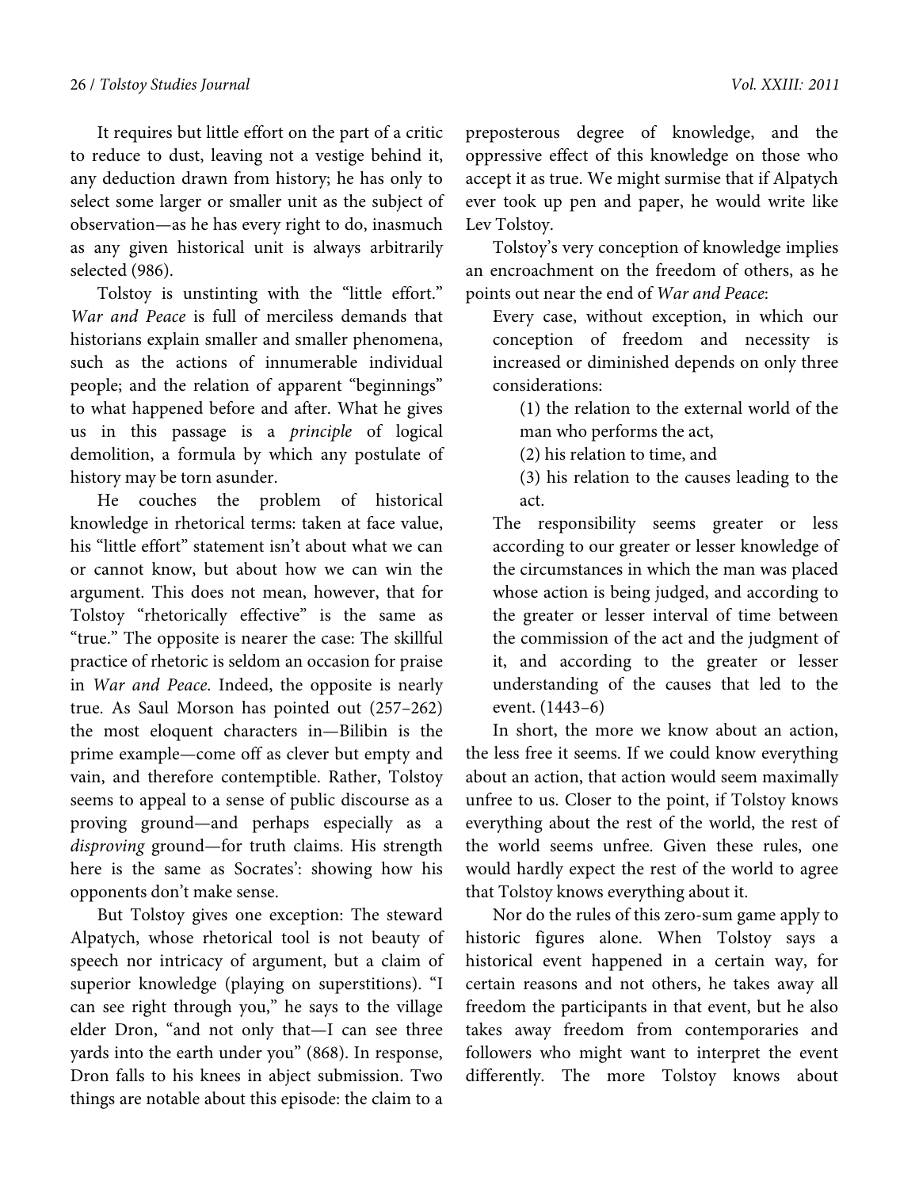It requires but little effort on the part of a critic to reduce to dust, leaving not a vestige behind it, any deduction drawn from history; he has only to select some larger or smaller unit as the subject of observation—as he has every right to do, inasmuch as any given historical unit is always arbitrarily selected (986).

Tolstoy is unstinting with the "little effort." *War and Peace* is full of merciless demands that historians explain smaller and smaller phenomena, such as the actions of innumerable individual people; and the relation of apparent "beginnings" to what happened before and after. What he gives us in this passage is a *principle* of logical demolition, a formula by which any postulate of history may be torn asunder.

He couches the problem of historical knowledge in rhetorical terms: taken at face value, his "little effort" statement isn't about what we can or cannot know, but about how we can win the argument. This does not mean, however, that for Tolstoy "rhetorically effective" is the same as "true." The opposite is nearer the case: The skillful practice of rhetoric is seldom an occasion for praise in *War and Peace*. Indeed, the opposite is nearly true. As Saul Morson has pointed out (257–262) the most eloquent characters in—Bilibin is the prime example—come off as clever but empty and vain, and therefore contemptible. Rather, Tolstoy seems to appeal to a sense of public discourse as a proving ground—and perhaps especially as a *disproving* ground—for truth claims. His strength here is the same as Socrates': showing how his opponents don't make sense.

But Tolstoy gives one exception: The steward Alpatych, whose rhetorical tool is not beauty of speech nor intricacy of argument, but a claim of superior knowledge (playing on superstitions). "I can see right through you," he says to the village elder Dron, "and not only that—I can see three yards into the earth under you" (868). In response, Dron falls to his knees in abject submission. Two things are notable about this episode: the claim to a preposterous degree of knowledge, and the oppressive effect of this knowledge on those who accept it as true. We might surmise that if Alpatych ever took up pen and paper, he would write like Lev Tolstoy.

Tolstoy's very conception of knowledge implies an encroachment on the freedom of others, as he points out near the end of *War and Peace*:

> Every case, without exception, in which our conception of freedom and necessity is increased or diminished depends on only three considerations:
>
> (1) the relation to the external world of the man who performs the act,
>
> (2) his relation to time, and
>
> (3) his relation to the causes leading to the act.
>
> The responsibility seems greater or less according to our greater or lesser knowledge of the circumstances in which the man was placed whose action is being judged, and according to the greater or lesser interval of time between the commission of the act and the judgment of it, and according to the greater or lesser understanding of the causes that led to the event. (1443–6)

In short, the more we know about an action, the less free it seems. If we could know everything about an action, that action would seem maximally unfree to us. Closer to the point, if Tolstoy knows everything about the rest of the world, the rest of the world seems unfree. Given these rules, one would hardly expect the rest of the world to agree that Tolstoy knows everything about it.

Nor do the rules of this zero-sum game apply to historic figures alone. When Tolstoy says a historical event happened in a certain way, for certain reasons and not others, he takes away all freedom the participants in that event, but he also takes away freedom from contemporaries and followers who might want to interpret the event differently. The more Tolstoy knows about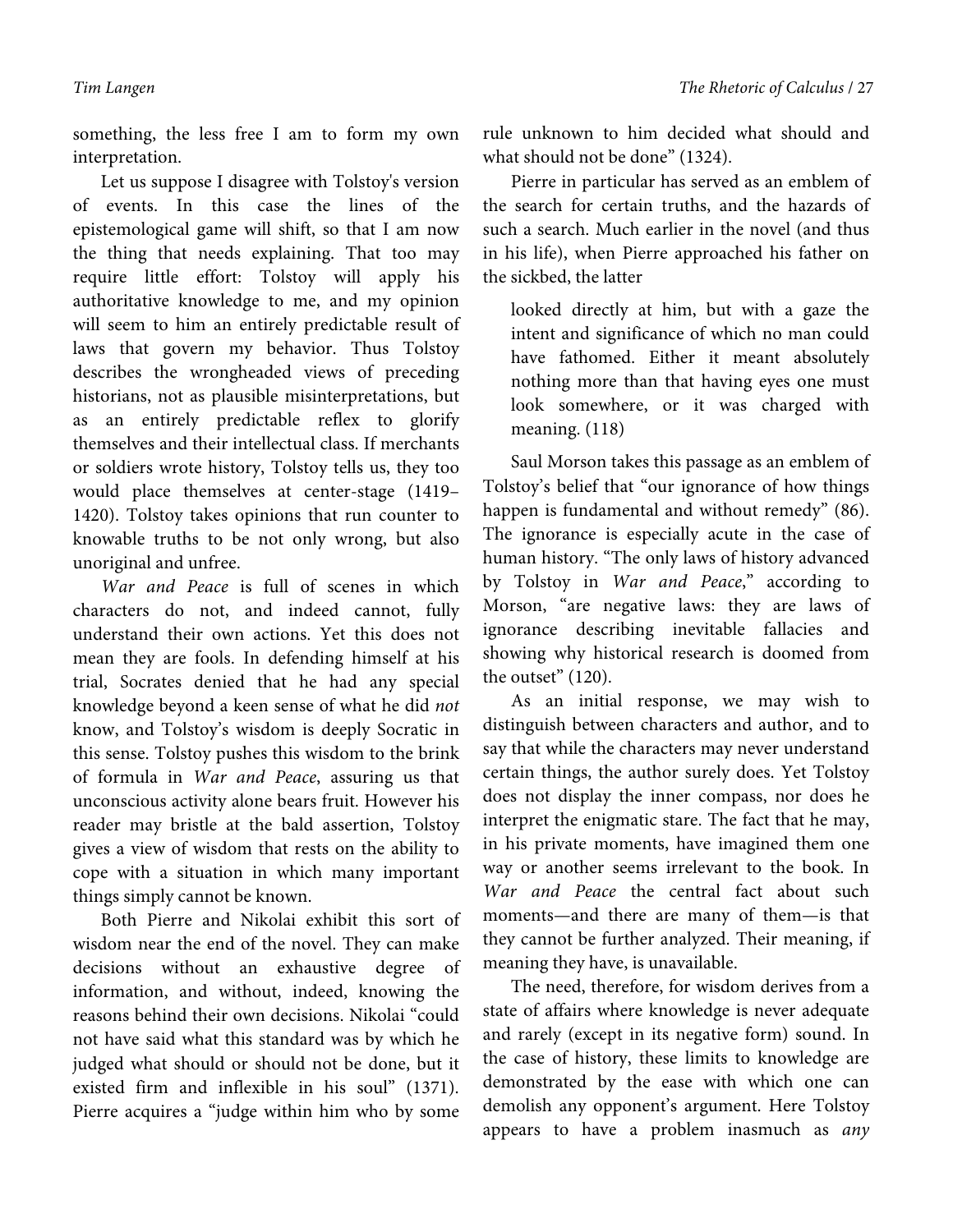something, the less free I am to form my own interpretation.

Let us suppose I disagree with Tolstoy's version of events. In this case the lines of the epistemological game will shift, so that I am now the thing that needs explaining. That too may require little effort: Tolstoy will apply his authoritative knowledge to me, and my opinion will seem to him an entirely predictable result of laws that govern my behavior. Thus Tolstoy describes the wrongheaded views of preceding historians, not as plausible misinterpretations, but as an entirely predictable reflex to glorify themselves and their intellectual class. If merchants or soldiers wrote history, Tolstoy tells us, they too would place themselves at center-stage (1419–1420). Tolstoy takes opinions that run counter to knowable truths to be not only wrong, but also unoriginal and unfree.

*War and Peace* is full of scenes in which characters do not, and indeed cannot, fully understand their own actions. Yet this does not mean they are fools. In defending himself at his trial, Socrates denied that he had any special knowledge beyond a keen sense of what he did *not* know, and Tolstoy's wisdom is deeply Socratic in this sense. Tolstoy pushes this wisdom to the brink of formula in *War and Peace*, assuring us that unconscious activity alone bears fruit. However his reader may bristle at the bald assertion, Tolstoy gives a view of wisdom that rests on the ability to cope with a situation in which many important things simply cannot be known.

Both Pierre and Nikolai exhibit this sort of wisdom near the end of the novel. They can make decisions without an exhaustive degree of information, and without, indeed, knowing the reasons behind their own decisions. Nikolai "could not have said what this standard was by which he judged what should or should not be done, but it existed firm and inflexible in his soul" (1371). Pierre acquires a "judge within him who by some rule unknown to him decided what should and what should not be done" (1324).

Pierre in particular has served as an emblem of the search for certain truths, and the hazards of such a search. Much earlier in the novel (and thus in his life), when Pierre approached his father on the sickbed, the latter

> looked directly at him, but with a gaze the intent and significance of which no man could have fathomed. Either it meant absolutely nothing more than that having eyes one must look somewhere, or it was charged with meaning. (118)

Saul Morson takes this passage as an emblem of Tolstoy's belief that "our ignorance of how things happen is fundamental and without remedy" (86). The ignorance is especially acute in the case of human history. "The only laws of history advanced by Tolstoy in *War and Peace*," according to Morson, "are negative laws: they are laws of ignorance describing inevitable fallacies and showing why historical research is doomed from the outset" (120).

As an initial response, we may wish to distinguish between characters and author, and to say that while the characters may never understand certain things, the author surely does. Yet Tolstoy does not display the inner compass, nor does he interpret the enigmatic stare. The fact that he may, in his private moments, have imagined them one way or another seems irrelevant to the book. In *War and Peace* the central fact about such moments—and there are many of them—is that they cannot be further analyzed. Their meaning, if meaning they have, is unavailable.

The need, therefore, for wisdom derives from a state of affairs where knowledge is never adequate and rarely (except in its negative form) sound. In the case of history, these limits to knowledge are demonstrated by the ease with which one can demolish any opponent's argument. Here Tolstoy appears to have a problem inasmuch as *any*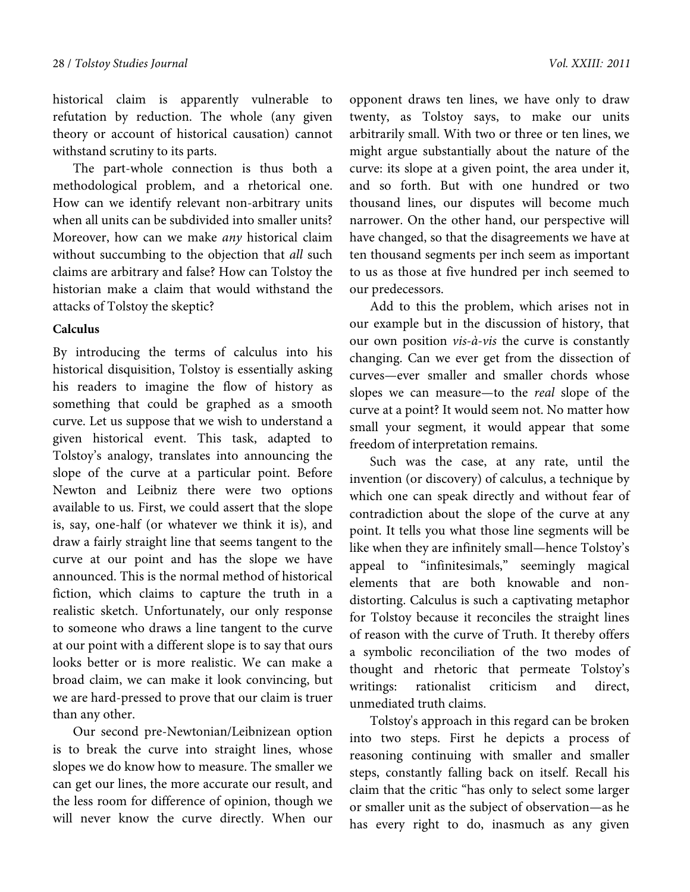historical claim is apparently vulnerable to refutation by reduction. The whole (any given theory or account of historical causation) cannot withstand scrutiny to its parts.

The part-whole connection is thus both a methodological problem, and a rhetorical one. How can we identify relevant non-arbitrary units when all units can be subdivided into smaller units? Moreover, how can we make *any* historical claim without succumbing to the objection that *all* such claims are arbitrary and false? How can Tolstoy the historian make a claim that would withstand the attacks of Tolstoy the skeptic?

**Calculus**

By introducing the terms of calculus into his historical disquisition, Tolstoy is essentially asking his readers to imagine the flow of history as something that could be graphed as a smooth curve. Let us suppose that we wish to understand a given historical event. This task, adapted to Tolstoy's analogy, translates into announcing the slope of the curve at a particular point. Before Newton and Leibniz there were two options available to us. First, we could assert that the slope is, say, one-half (or whatever we think it is), and draw a fairly straight line that seems tangent to the curve at our point and has the slope we have announced. This is the normal method of historical fiction, which claims to capture the truth in a realistic sketch. Unfortunately, our only response to someone who draws a line tangent to the curve at our point with a different slope is to say that ours looks better or is more realistic. We can make a broad claim, we can make it look convincing, but we are hard-pressed to prove that our claim is truer than any other.

Our second pre-Newtonian/Leibnizean option is to break the curve into straight lines, whose slopes we do know how to measure. The smaller we can get our lines, the more accurate our result, and the less room for difference of opinion, though we will never know the curve directly. When our opponent draws ten lines, we have only to draw twenty, as Tolstoy says, to make our units arbitrarily small. With two or three or ten lines, we might argue substantially about the nature of the curve: its slope at a given point, the area under it, and so forth. But with one hundred or two thousand lines, our disputes will become much narrower. On the other hand, our perspective will have changed, so that the disagreements we have at ten thousand segments per inch seem as important to us as those at five hundred per inch seemed to our predecessors.

Add to this the problem, which arises not in our example but in the discussion of history, that our own position *vis-à-vis* the curve is constantly changing. Can we ever get from the dissection of curves—ever smaller and smaller chords whose slopes we can measure—to the *real* slope of the curve at a point? It would seem not. No matter how small your segment, it would appear that some freedom of interpretation remains.

Such was the case, at any rate, until the invention (or discovery) of calculus, a technique by which one can speak directly and without fear of contradiction about the slope of the curve at any point. It tells you what those line segments will be like when they are infinitely small—hence Tolstoy's appeal to "infinitesimals," seemingly magical elements that are both knowable and non-distorting. Calculus is such a captivating metaphor for Tolstoy because it reconciles the straight lines of reason with the curve of Truth. It thereby offers a symbolic reconciliation of the two modes of thought and rhetoric that permeate Tolstoy's writings: rationalist criticism and direct, unmediated truth claims.

Tolstoy's approach in this regard can be broken into two steps. First he depicts a process of reasoning continuing with smaller and smaller steps, constantly falling back on itself. Recall his claim that the critic "has only to select some larger or smaller unit as the subject of observation—as he has every right to do, inasmuch as any given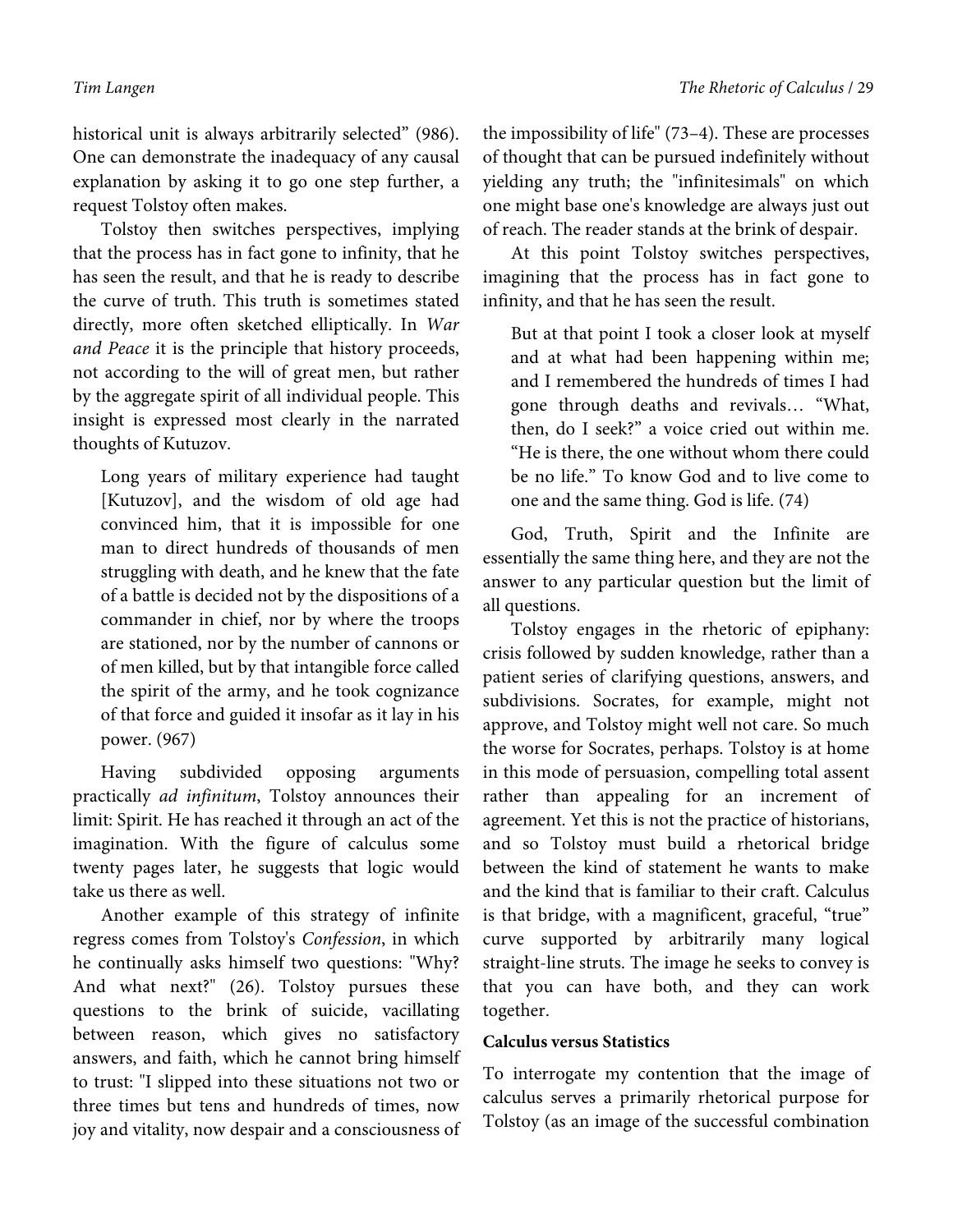historical unit is always arbitrarily selected" (986). One can demonstrate the inadequacy of any causal explanation by asking it to go one step further, a request Tolstoy often makes.

Tolstoy then switches perspectives, implying that the process has in fact gone to infinity, that he has seen the result, and that he is ready to describe the curve of truth. This truth is sometimes stated directly, more often sketched elliptically. In *War and Peace* it is the principle that history proceeds, not according to the will of great men, but rather by the aggregate spirit of all individual people. This insight is expressed most clearly in the narrated thoughts of Kutuzov.

> Long years of military experience had taught [Kutuzov], and the wisdom of old age had convinced him, that it is impossible for one man to direct hundreds of thousands of men struggling with death, and he knew that the fate of a battle is decided not by the dispositions of a commander in chief, nor by where the troops are stationed, nor by the number of cannons or of men killed, but by that intangible force called the spirit of the army, and he took cognizance of that force and guided it insofar as it lay in his power. (967)

Having subdivided opposing arguments practically *ad infinitum*, Tolstoy announces their limit: Spirit. He has reached it through an act of the imagination. With the figure of calculus some twenty pages later, he suggests that logic would take us there as well.

Another example of this strategy of infinite regress comes from Tolstoy's *Confession*, in which he continually asks himself two questions: "Why? And what next?" (26). Tolstoy pursues these questions to the brink of suicide, vacillating between reason, which gives no satisfactory answers, and faith, which he cannot bring himself to trust: "I slipped into these situations not two or three times but tens and hundreds of times, now joy and vitality, now despair and a consciousness of the impossibility of life" (73–4). These are processes of thought that can be pursued indefinitely without yielding any truth; the "infinitesimals" on which one might base one's knowledge are always just out of reach. The reader stands at the brink of despair.

At this point Tolstoy switches perspectives, imagining that the process has in fact gone to infinity, and that he has seen the result.

> But at that point I took a closer look at myself and at what had been happening within me; and I remembered the hundreds of times I had gone through deaths and revivals… "What, then, do I seek?" a voice cried out within me. "He is there, the one without whom there could be no life." To know God and to live come to one and the same thing. God is life. (74)

God, Truth, Spirit and the Infinite are essentially the same thing here, and they are not the answer to any particular question but the limit of all questions.

Tolstoy engages in the rhetoric of epiphany: crisis followed by sudden knowledge, rather than a patient series of clarifying questions, answers, and subdivisions. Socrates, for example, might not approve, and Tolstoy might well not care. So much the worse for Socrates, perhaps. Tolstoy is at home in this mode of persuasion, compelling total assent rather than appealing for an increment of agreement. Yet this is not the practice of historians, and so Tolstoy must build a rhetorical bridge between the kind of statement he wants to make and the kind that is familiar to their craft. Calculus is that bridge, with a magnificent, graceful, "true" curve supported by arbitrarily many logical straight-line struts. The image he seeks to convey is that you can have both, and they can work together.

**Calculus versus Statistics**

To interrogate my contention that the image of calculus serves a primarily rhetorical purpose for Tolstoy (as an image of the successful combination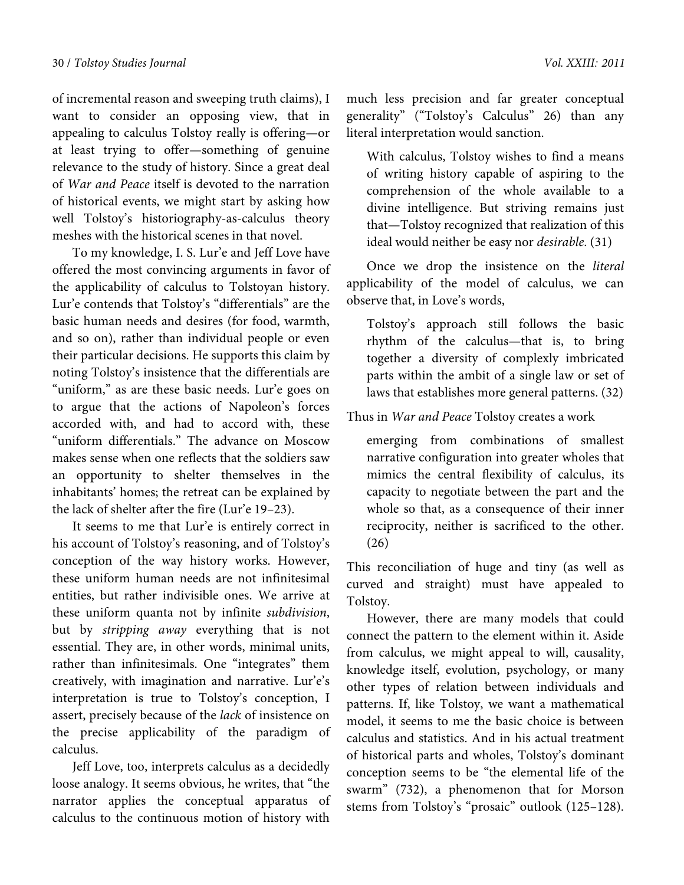of incremental reason and sweeping truth claims), I want to consider an opposing view, that in appealing to calculus Tolstoy really is offering—or at least trying to offer—something of genuine relevance to the study of history. Since a great deal of *War and Peace* itself is devoted to the narration of historical events, we might start by asking how well Tolstoy's historiography-as-calculus theory meshes with the historical scenes in that novel.

To my knowledge, I. S. Lur'e and Jeff Love have offered the most convincing arguments in favor of the applicability of calculus to Tolstoyan history. Lur'e contends that Tolstoy's "differentials" are the basic human needs and desires (for food, warmth, and so on), rather than individual people or even their particular decisions. He supports this claim by noting Tolstoy's insistence that the differentials are "uniform," as are these basic needs. Lur'e goes on to argue that the actions of Napoleon's forces accorded with, and had to accord with, these "uniform differentials." The advance on Moscow makes sense when one reflects that the soldiers saw an opportunity to shelter themselves in the inhabitants' homes; the retreat can be explained by the lack of shelter after the fire (Lur'e 19–23).

It seems to me that Lur'e is entirely correct in his account of Tolstoy's reasoning, and of Tolstoy's conception of the way history works. However, these uniform human needs are not infinitesimal entities, but rather indivisible ones. We arrive at these uniform quanta not by infinite *subdivision*, but by *stripping away* everything that is not essential. They are, in other words, minimal units, rather than infinitesimals. One "integrates" them creatively, with imagination and narrative. Lur'e's interpretation is true to Tolstoy's conception, I assert, precisely because of the *lack* of insistence on the precise applicability of the paradigm of calculus.

Jeff Love, too, interprets calculus as a decidedly loose analogy. It seems obvious, he writes, that "the narrator applies the conceptual apparatus of calculus to the continuous motion of history with much less precision and far greater conceptual generality" ("Tolstoy's Calculus" 26) than any literal interpretation would sanction.

> With calculus, Tolstoy wishes to find a means of writing history capable of aspiring to the comprehension of the whole available to a divine intelligence. But striving remains just that—Tolstoy recognized that realization of this ideal would neither be easy nor *desirable*. (31)

Once we drop the insistence on the *literal* applicability of the model of calculus, we can observe that, in Love's words,

> Tolstoy's approach still follows the basic rhythm of the calculus—that is, to bring together a diversity of complexly imbricated parts within the ambit of a single law or set of laws that establishes more general patterns. (32)

Thus in *War and Peace* Tolstoy creates a work

> emerging from combinations of smallest narrative configuration into greater wholes that mimics the central flexibility of calculus, its capacity to negotiate between the part and the whole so that, as a consequence of their inner reciprocity, neither is sacrificed to the other. (26)

This reconciliation of huge and tiny (as well as curved and straight) must have appealed to Tolstoy.

However, there are many models that could connect the pattern to the element within it. Aside from calculus, we might appeal to will, causality, knowledge itself, evolution, psychology, or many other types of relation between individuals and patterns. If, like Tolstoy, we want a mathematical model, it seems to me the basic choice is between calculus and statistics. And in his actual treatment of historical parts and wholes, Tolstoy's dominant conception seems to be "the elemental life of the swarm" (732), a phenomenon that for Morson stems from Tolstoy's "prosaic" outlook (125–128).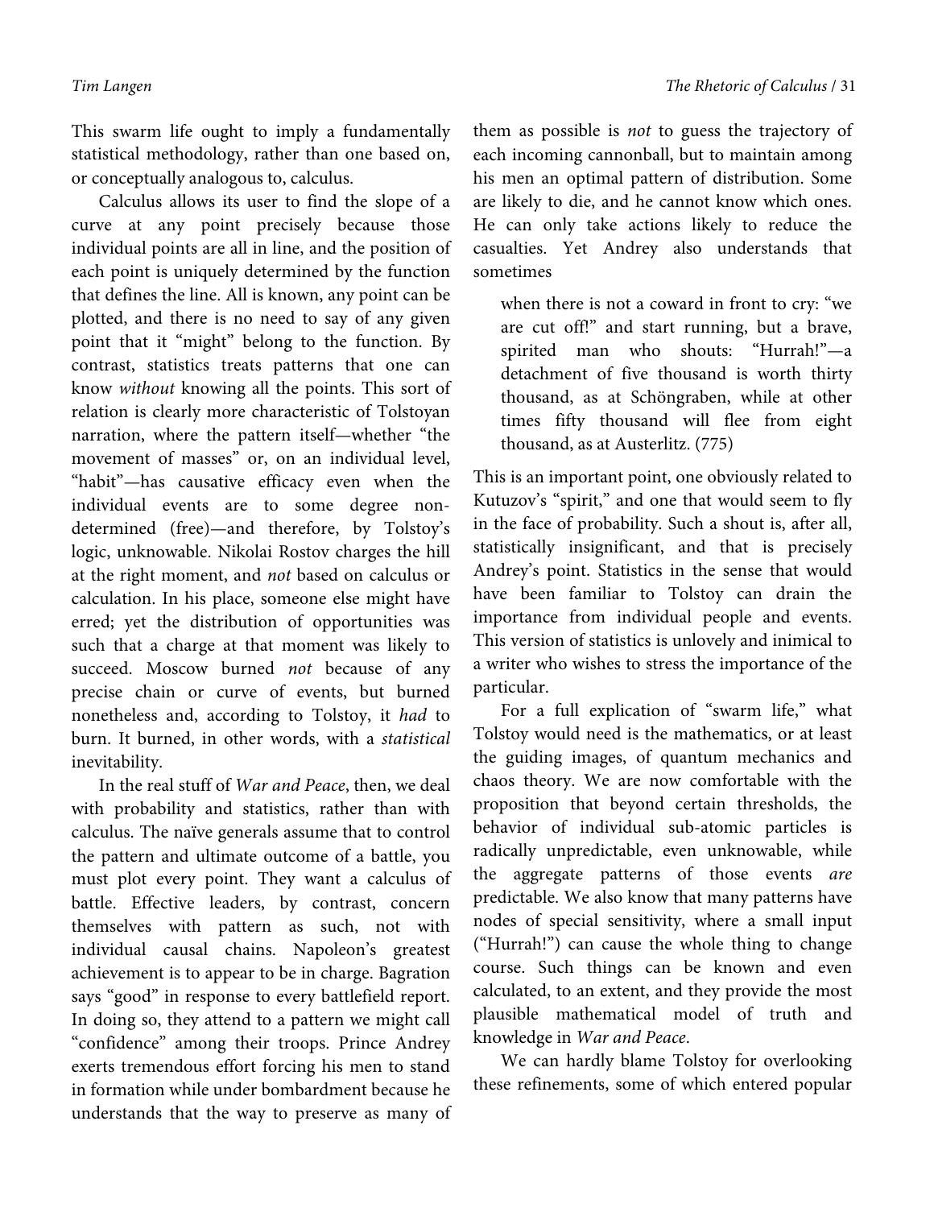This swarm life ought to imply a fundamentally statistical methodology, rather than one based on, or conceptually analogous to, calculus.

Calculus allows its user to find the slope of a curve at any point precisely because those individual points are all in line, and the position of each point is uniquely determined by the function that defines the line. All is known, any point can be plotted, and there is no need to say of any given point that it "might" belong to the function. By contrast, statistics treats patterns that one can know *without* knowing all the points. This sort of relation is clearly more characteristic of Tolstoyan narration, where the pattern itself—whether "the movement of masses" or, on an individual level, "habit"—has causative efficacy even when the individual events are to some degree non-determined (free)—and therefore, by Tolstoy's logic, unknowable. Nikolai Rostov charges the hill at the right moment, and *not* based on calculus or calculation. In his place, someone else might have erred; yet the distribution of opportunities was such that a charge at that moment was likely to succeed. Moscow burned *not* because of any precise chain or curve of events, but burned nonetheless and, according to Tolstoy, it *had* to burn. It burned, in other words, with a *statistical* inevitability.

In the real stuff of *War and Peace*, then, we deal with probability and statistics, rather than with calculus. The naïve generals assume that to control the pattern and ultimate outcome of a battle, you must plot every point. They want a calculus of battle. Effective leaders, by contrast, concern themselves with pattern as such, not with individual causal chains. Napoleon's greatest achievement is to appear to be in charge. Bagration says "good" in response to every battlefield report. In doing so, they attend to a pattern we might call "confidence" among their troops. Prince Andrey exerts tremendous effort forcing his men to stand in formation while under bombardment because he understands that the way to preserve as many of them as possible is *not* to guess the trajectory of each incoming cannonball, but to maintain among his men an optimal pattern of distribution. Some are likely to die, and he cannot know which ones. He can only take actions likely to reduce the casualties. Yet Andrey also understands that sometimes

> when there is not a coward in front to cry: "we are cut off!" and start running, but a brave, spirited man who shouts: "Hurrah!"—a detachment of five thousand is worth thirty thousand, as at Schöngraben, while at other times fifty thousand will flee from eight thousand, as at Austerlitz. (775)

This is an important point, one obviously related to Kutuzov's "spirit," and one that would seem to fly in the face of probability. Such a shout is, after all, statistically insignificant, and that is precisely Andrey's point. Statistics in the sense that would have been familiar to Tolstoy can drain the importance from individual people and events. This version of statistics is unlovely and inimical to a writer who wishes to stress the importance of the particular.

For a full explication of "swarm life," what Tolstoy would need is the mathematics, or at least the guiding images, of quantum mechanics and chaos theory. We are now comfortable with the proposition that beyond certain thresholds, the behavior of individual sub-atomic particles is radically unpredictable, even unknowable, while the aggregate patterns of those events *are* predictable. We also know that many patterns have nodes of special sensitivity, where a small input ("Hurrah!") can cause the whole thing to change course. Such things can be known and even calculated, to an extent, and they provide the most plausible mathematical model of truth and knowledge in *War and Peace*.

We can hardly blame Tolstoy for overlooking these refinements, some of which entered popular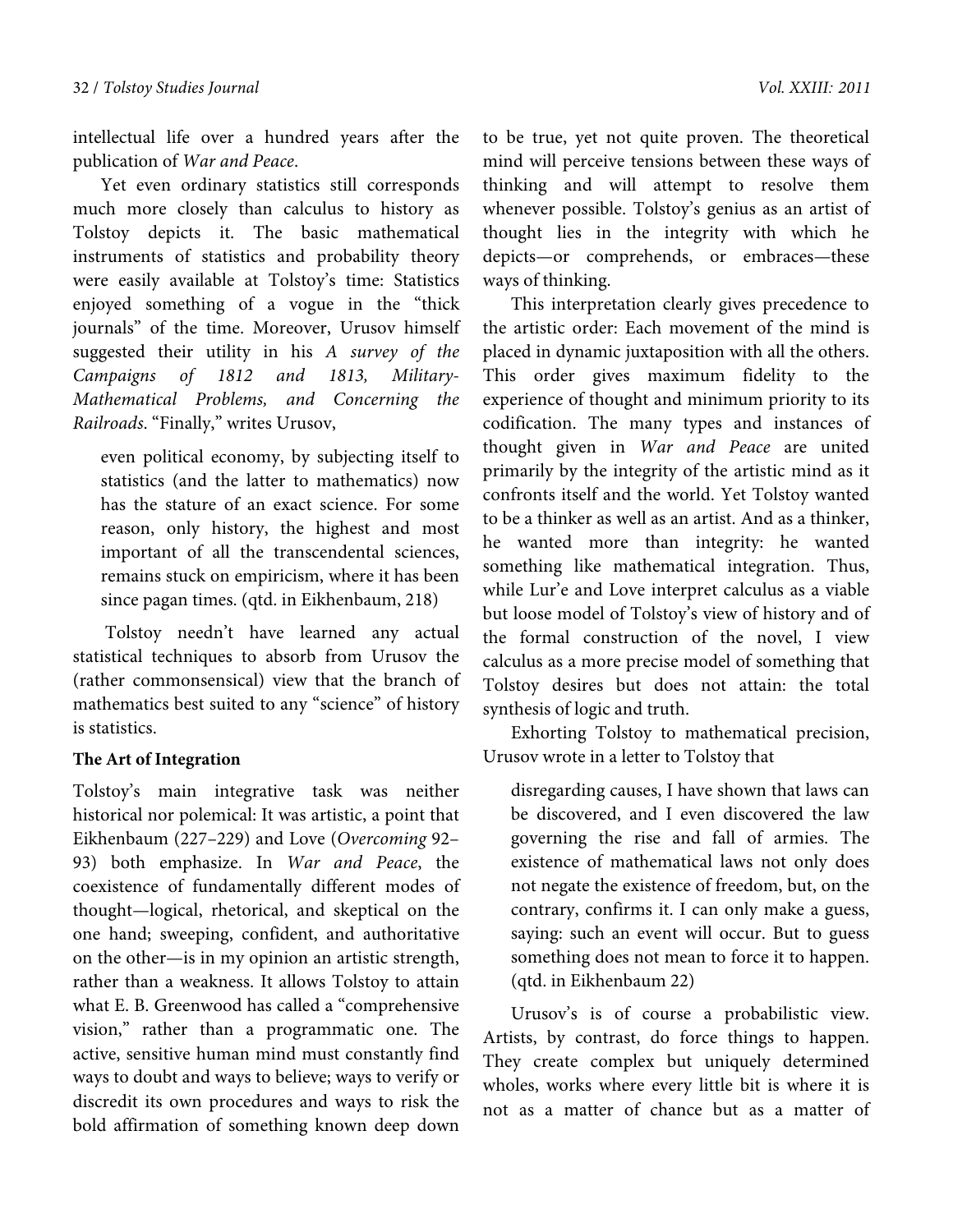intellectual life over a hundred years after the publication of *War and Peace*.

Yet even ordinary statistics still corresponds much more closely than calculus to history as Tolstoy depicts it. The basic mathematical instruments of statistics and probability theory were easily available at Tolstoy's time: Statistics enjoyed something of a vogue in the "thick journals" of the time. Moreover, Urusov himself suggested their utility in his *A survey of the Campaigns of 1812 and 1813, Military-Mathematical Problems, and Concerning the Railroads*. "Finally," writes Urusov,

> even political economy, by subjecting itself to statistics (and the latter to mathematics) now has the stature of an exact science. For some reason, only history, the highest and most important of all the transcendental sciences, remains stuck on empiricism, where it has been since pagan times. (qtd. in Eikhenbaum, 218)

Tolstoy needn't have learned any actual statistical techniques to absorb from Urusov the (rather commonsensical) view that the branch of mathematics best suited to any "science" of history is statistics.

### The Art of Integration

Tolstoy's main integrative task was neither historical nor polemical: It was artistic, a point that Eikhenbaum (227–229) and Love (*Overcoming* 92–93) both emphasize. In *War and Peace*, the coexistence of fundamentally different modes of thought—logical, rhetorical, and skeptical on the one hand; sweeping, confident, and authoritative on the other—is in my opinion an artistic strength, rather than a weakness. It allows Tolstoy to attain what E. B. Greenwood has called a "comprehensive vision," rather than a programmatic one. The active, sensitive human mind must constantly find ways to doubt and ways to believe; ways to verify or discredit its own procedures and ways to risk the bold affirmation of something known deep down to be true, yet not quite proven. The theoretical mind will perceive tensions between these ways of thinking and will attempt to resolve them whenever possible. Tolstoy's genius as an artist of thought lies in the integrity with which he depicts—or comprehends, or embraces—these ways of thinking.

This interpretation clearly gives precedence to the artistic order: Each movement of the mind is placed in dynamic juxtaposition with all the others. This order gives maximum fidelity to the experience of thought and minimum priority to its codification. The many types and instances of thought given in *War and Peace* are united primarily by the integrity of the artistic mind as it confronts itself and the world. Yet Tolstoy wanted to be a thinker as well as an artist. And as a thinker, he wanted more than integrity: he wanted something like mathematical integration. Thus, while Lur'e and Love interpret calculus as a viable but loose model of Tolstoy's view of history and of the formal construction of the novel, I view calculus as a more precise model of something that Tolstoy desires but does not attain: the total synthesis of logic and truth.

Exhorting Tolstoy to mathematical precision, Urusov wrote in a letter to Tolstoy that

> disregarding causes, I have shown that laws can be discovered, and I even discovered the law governing the rise and fall of armies. The existence of mathematical laws not only does not negate the existence of freedom, but, on the contrary, confirms it. I can only make a guess, saying: such an event will occur. But to guess something does not mean to force it to happen. (qtd. in Eikhenbaum 22)

Urusov's is of course a probabilistic view. Artists, by contrast, do force things to happen. They create complex but uniquely determined wholes, works where every little bit is where it is not as a matter of chance but as a matter of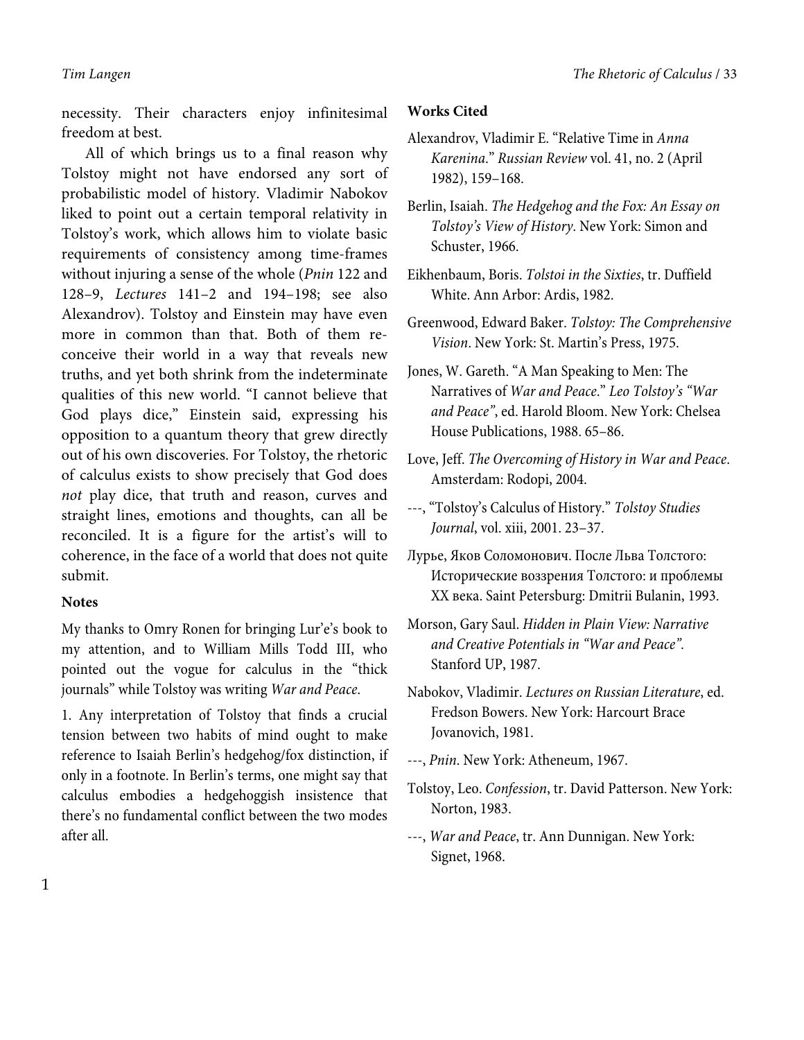necessity. Their characters enjoy infinitesimal freedom at best.

All of which brings us to a final reason why Tolstoy might not have endorsed any sort of probabilistic model of history. Vladimir Nabokov liked to point out a certain temporal relativity in Tolstoy's work, which allows him to violate basic requirements of consistency among time-frames without injuring a sense of the whole (*Pnin* 122 and 128–9, *Lectures* 141–2 and 194–198; see also Alexandrov). Tolstoy and Einstein may have even more in common than that. Both of them re-conceive their world in a way that reveals new truths, and yet both shrink from the indeterminate qualities of this new world. "I cannot believe that God plays dice," Einstein said, expressing his opposition to a quantum theory that grew directly out of his own discoveries. For Tolstoy, the rhetoric of calculus exists to show precisely that God does *not* play dice, that truth and reason, curves and straight lines, emotions and thoughts, can all be reconciled. It is a figure for the artist's will to coherence, in the face of a world that does not quite submit.

**Notes**

My thanks to Omry Ronen for bringing Lur'e's book to my attention, and to William Mills Todd III, who pointed out the vogue for calculus in the "thick journals" while Tolstoy was writing *War and Peace*.

1. Any interpretation of Tolstoy that finds a crucial tension between two habits of mind ought to make reference to Isaiah Berlin's hedgehog/fox distinction, if only in a footnote. In Berlin's terms, one might say that calculus embodies a hedgehoggish insistence that there's no fundamental conflict between the two modes after all.

**Works Cited**

Alexandrov, Vladimir E. "Relative Time in *Anna Karenina*." *Russian Review* vol. 41, no. 2 (April 1982), 159–168.

Berlin, Isaiah. *The Hedgehog and the Fox: An Essay on Tolstoy's View of History*. New York: Simon and Schuster, 1966.

Eikhenbaum, Boris. *Tolstoi in the Sixties*, tr. Duffield White. Ann Arbor: Ardis, 1982.

Greenwood, Edward Baker. *Tolstoy: The Comprehensive Vision*. New York: St. Martin's Press, 1975.

Jones, W. Gareth. "A Man Speaking to Men: The Narratives of *War and Peace*." *Leo Tolstoy's "War and Peace"*, ed. Harold Bloom. New York: Chelsea House Publications, 1988. 65–86.

Love, Jeff. *The Overcoming of History in War and Peace*. Amsterdam: Rodopi, 2004.

---, "Tolstoy's Calculus of History." *Tolstoy Studies Journal*, vol. xiii, 2001. 23–37.

Лурье, Яков Соломонович. После Льва Толстого: Исторические воззрения Толстого: и проблемы XX века. Saint Petersburg: Dmitrii Bulanin, 1993.

Morson, Gary Saul. *Hidden in Plain View: Narrative and Creative Potentials in "War and Peace".* Stanford UP, 1987.

Nabokov, Vladimir. *Lectures on Russian Literature*, ed. Fredson Bowers. New York: Harcourt Brace Jovanovich, 1981.

---, *Pnin*. New York: Atheneum, 1967.

Tolstoy, Leo. *Confession*, tr. David Patterson. New York: Norton, 1983.

---, *War and Peace*, tr. Ann Dunnigan. New York: Signet, 1968.